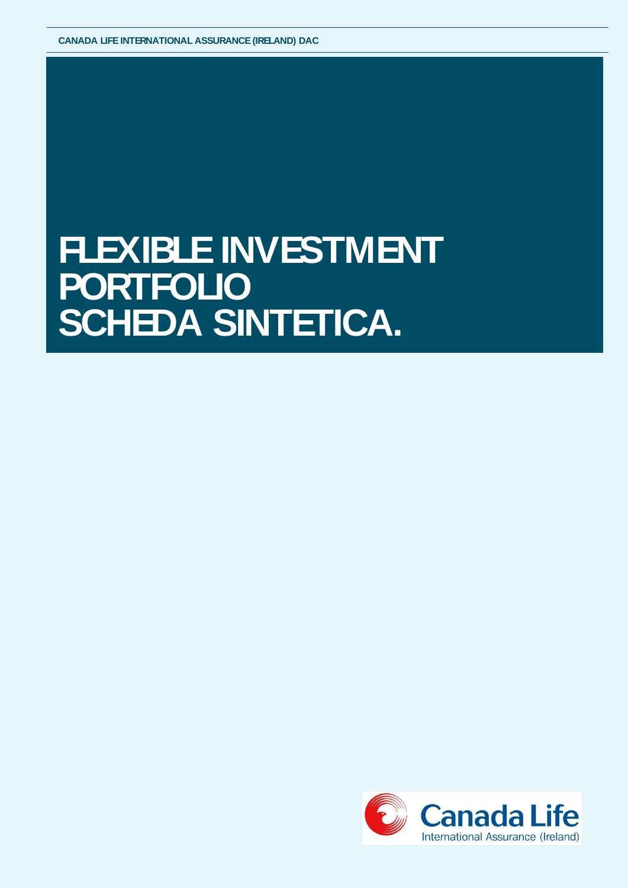CANADA LIFE INTERNATIONAL ASSURANCE (IRELAND) DAC

# FLEXIBLE INVESTMENT PORTFOLIO SCHEDA SINTETICA.

Canada Life
International Assurance (Ireland)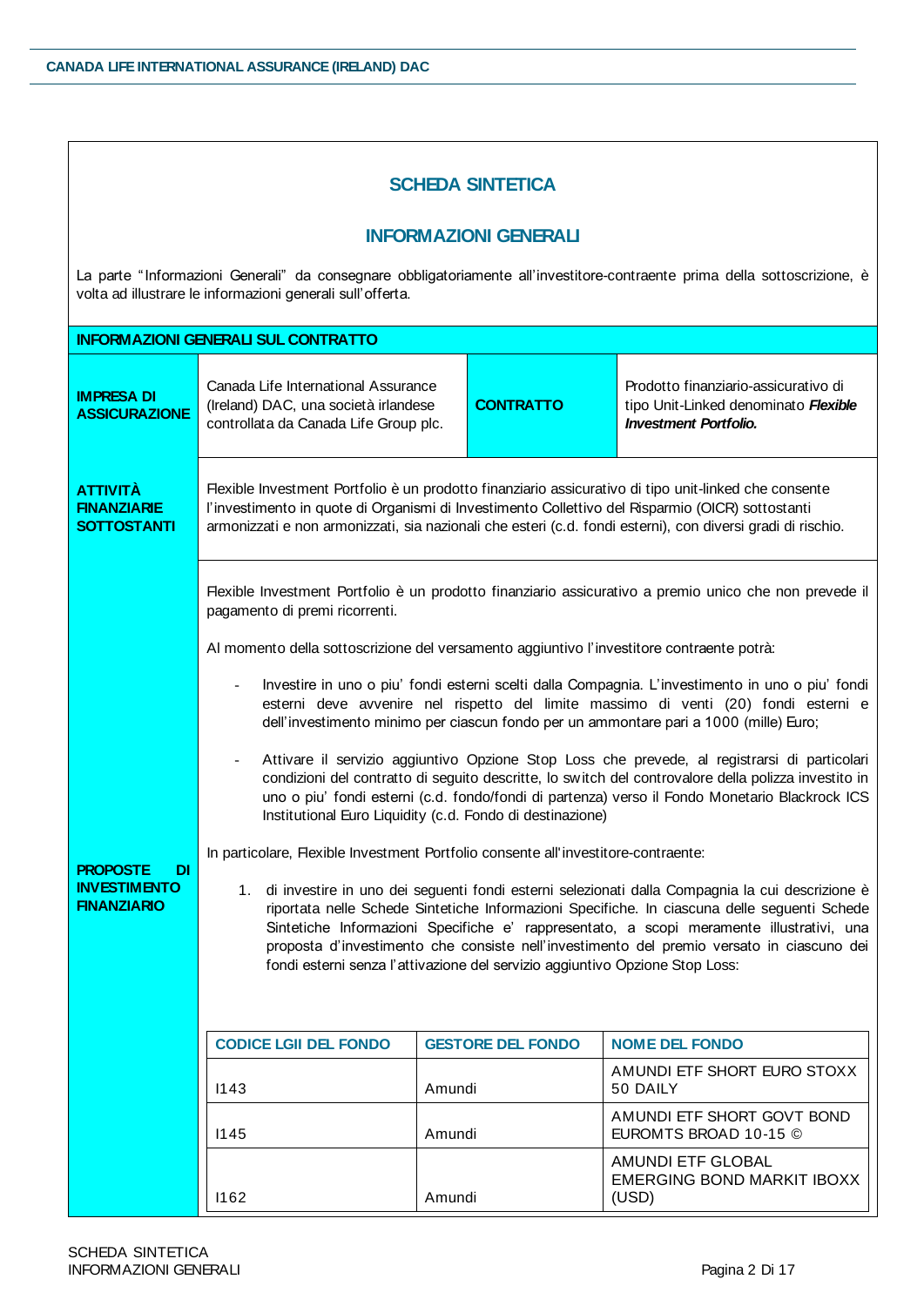## SCHEDA SINTETICA

## INFORMAZIONI GENERALI

La parte "Informazioni Generali" da consegnare obbligatoriamente all'investitore-contraente prima della sottoscrizione, è volta ad illustrare le informazioni generali sull'offerta.

### INFORMAZIONI GENERALI SUL CONTRATTO

**IMPRESA DI ASSICURAZIONE**

Canada Life International Assurance (Ireland) DAC, una società irlandese controllata da Canada Life Group plc.

**CONTRATTO**

Prodotto finanziario-assicurativo di tipo Unit-Linked denominato ***Flexible Investment Portfolio.***

**ATTIVITÀ FINANZIARIE SOTTOSTANTI**

Flexible Investment Portfolio è un prodotto finanziario assicurativo di tipo unit-linked che consente l'investimento in quote di Organismi di Investimento Collettivo del Risparmio (OICR) sottostanti armonizzati e non armonizzati, sia nazionali che esteri (c.d. fondi esterni), con diversi gradi di rischio.

**PROPOSTE DI INVESTIMENTO FINANZIARIO**

Flexible Investment Portfolio è un prodotto finanziario assicurativo a premio unico che non prevede il pagamento di premi ricorrenti.

Al momento della sottoscrizione del versamento aggiuntivo l'investitore contraente potrà:

- Investire in uno o piu' fondi esterni scelti dalla Compagnia. L'investimento in uno o piu' fondi esterni deve avvenire nel rispetto del limite massimo di venti (20) fondi esterni e dell'investimento minimo per ciascun fondo per un ammontare pari a 1000 (mille) Euro;
- Attivare il servizio aggiuntivo Opzione Stop Loss che prevede, al registrarsi di particolari condizioni del contratto di seguito descritte, lo switch del controvalore della polizza investito in uno o piu' fondi esterni (c.d. fondo/fondi di partenza) verso il Fondo Monetario Blackrock ICS Institutional Euro Liquidity (c.d. Fondo di destinazione)

In particolare, Flexible Investment Portfolio consente all'investitore-contraente:

1. di investire in uno dei seguenti fondi esterni selezionati dalla Compagnia la cui descrizione è riportata nelle Schede Sintetiche Informazioni Specifiche. In ciascuna delle seguenti Schede Sintetiche Informazioni Specifiche e' rappresentato, a scopi meramente illustrativi, una proposta d'investimento che consiste nell'investimento del premio versato in ciascuno dei fondi esterni senza l'attivazione del servizio aggiuntivo Opzione Stop Loss:

| CODICE LGII DEL FONDO | GESTORE DEL FONDO | NOME DEL FONDO |
|---|---|---|
| I143 | Amundi | AMUNDI ETF SHORT EURO STOXX 50 DAILY |
| I145 | Amundi | AMUNDI ETF SHORT GOVT BOND EUROMTS BROAD 10-15 © |
| I162 | Amundi | AMUNDI ETF GLOBAL EMERGING BOND MARKIT IBOXX (USD) |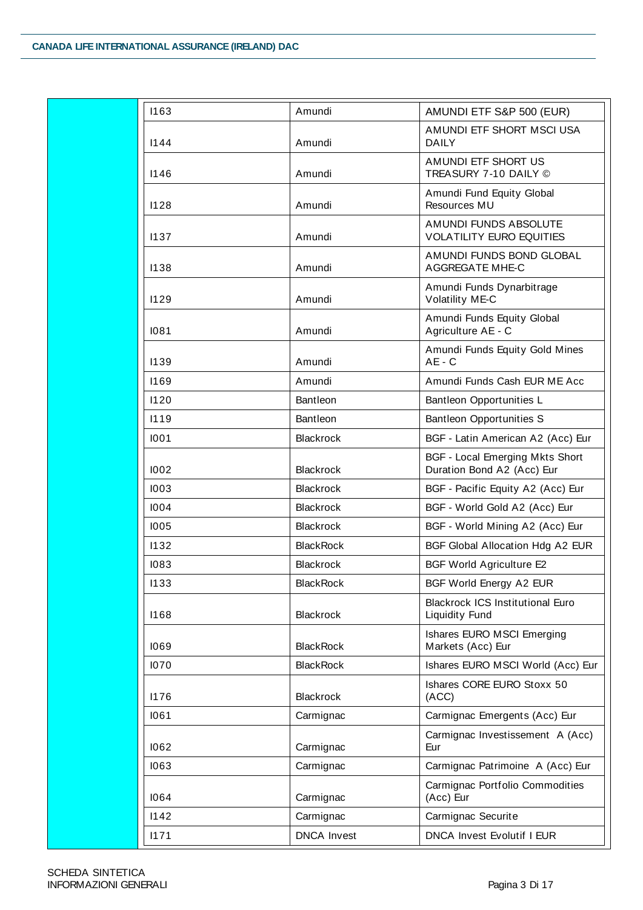| | | | |
|---|---|---|---|
| | I163 | Amundi | AMUNDI ETF S&P 500 (EUR) |
| | I144 | Amundi | AMUNDI ETF SHORT MSCI USA DAILY |
| | I146 | Amundi | AMUNDI ETF SHORT US TREASURY 7-10 DAILY © |
| | I128 | Amundi | Amundi Fund Equity Global Resources MU |
| | I137 | Amundi | AMUNDI FUNDS ABSOLUTE VOLATILITY EURO EQUITIES |
| | I138 | Amundi | AMUNDI FUNDS BOND GLOBAL AGGREGATE MHE-C |
| | I129 | Amundi | Amundi Funds Dynarbitrage Volatility ME-C |
| | I081 | Amundi | Amundi Funds Equity Global Agriculture AE - C |
| | I139 | Amundi | Amundi Funds Equity Gold Mines AE - C |
| | I169 | Amundi | Amundi Funds Cash EUR ME Acc |
| | I120 | Bantleon | Bantleon Opportunities L |
| | I119 | Bantleon | Bantleon Opportunities S |
| | I001 | Blackrock | BGF - Latin American A2 (Acc) Eur |
| | I002 | Blackrock | BGF - Local Emerging Mkts Short Duration Bond A2 (Acc) Eur |
| | I003 | Blackrock | BGF - Pacific Equity A2 (Acc) Eur |
| | I004 | Blackrock | BGF - World Gold A2 (Acc) Eur |
| | I005 | Blackrock | BGF - World Mining A2 (Acc) Eur |
| | I132 | BlackRock | BGF Global Allocation Hdg A2 EUR |
| | I083 | Blackrock | BGF World Agriculture E2 |
| | I133 | BlackRock | BGF World Energy A2 EUR |
| | I168 | Blackrock | Blackrock ICS Institutional Euro Liquidity Fund |
| | I069 | BlackRock | Ishares EURO MSCI Emerging Markets (Acc) Eur |
| | I070 | BlackRock | Ishares EURO MSCI World (Acc) Eur |
| | I176 | Blackrock | Ishares CORE EURO Stoxx 50 (ACC) |
| | I061 | Carmignac | Carmignac Emergents (Acc) Eur |
| | I062 | Carmignac | Carmignac Investissement A (Acc) Eur |
| | I063 | Carmignac | Carmignac Patrimoine A (Acc) Eur |
| | I064 | Carmignac | Carmignac Portfolio Commodities (Acc) Eur |
| | I142 | Carmignac | Carmignac Securite |
| | I171 | DNCA Invest | DNCA Invest Evolutif I EUR |

SCHEDA SINTETICA
INFORMAZIONI GENERALI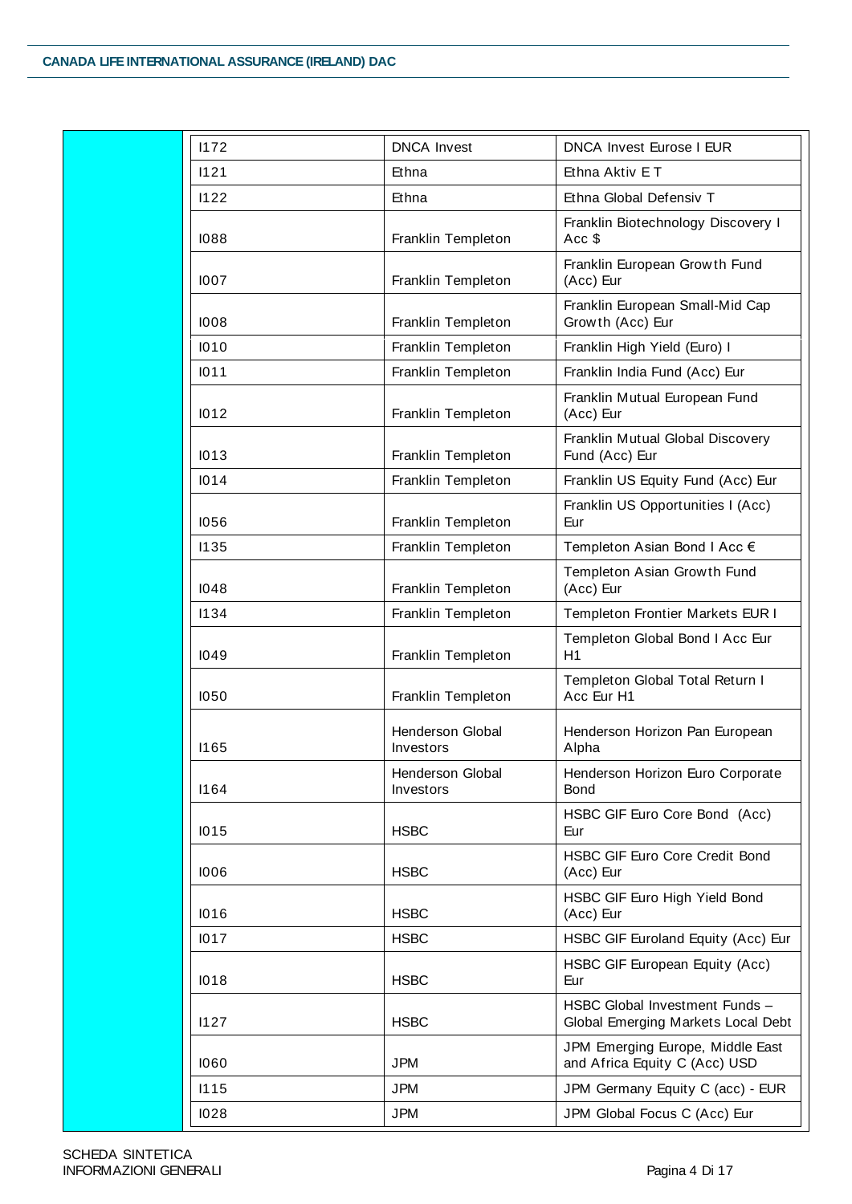| | | |
|---|---|---|
| I172 | DNCA Invest | DNCA Invest Eurose I EUR |
| I121 | Ethna | Ethna Aktiv E T |
| I122 | Ethna | Ethna Global Defensiv T |
| I088 | Franklin Templeton | Franklin Biotechnology Discovery I Acc $ |
| I007 | Franklin Templeton | Franklin European Growth Fund (Acc) Eur |
| I008 | Franklin Templeton | Franklin European Small-Mid Cap Growth (Acc) Eur |
| I010 | Franklin Templeton | Franklin High Yield (Euro) I |
| I011 | Franklin Templeton | Franklin India Fund (Acc) Eur |
| I012 | Franklin Templeton | Franklin Mutual European Fund (Acc) Eur |
| I013 | Franklin Templeton | Franklin Mutual Global Discovery Fund (Acc) Eur |
| I014 | Franklin Templeton | Franklin US Equity Fund (Acc) Eur |
| I056 | Franklin Templeton | Franklin US Opportunities I (Acc) Eur |
| I135 | Franklin Templeton | Templeton Asian Bond I Acc € |
| I048 | Franklin Templeton | Templeton Asian Growth Fund (Acc) Eur |
| I134 | Franklin Templeton | Templeton Frontier Markets EUR I |
| I049 | Franklin Templeton | Templeton Global Bond I Acc Eur H1 |
| I050 | Franklin Templeton | Templeton Global Total Return I Acc Eur H1 |
| I165 | Henderson Global Investors | Henderson Horizon Pan European Alpha |
| I164 | Henderson Global Investors | Henderson Horizon Euro Corporate Bond |
| I015 | HSBC | HSBC GIF Euro Core Bond (Acc) Eur |
| I006 | HSBC | HSBC GIF Euro Core Credit Bond (Acc) Eur |
| I016 | HSBC | HSBC GIF Euro High Yield Bond (Acc) Eur |
| I017 | HSBC | HSBC GIF Euroland Equity (Acc) Eur |
| I018 | HSBC | HSBC GIF European Equity (Acc) Eur |
| I127 | HSBC | HSBC Global Investment Funds – Global Emerging Markets Local Debt |
| I060 | JPM | JPM Emerging Europe, Middle East and Africa Equity C (Acc) USD |
| I115 | JPM | JPM Germany Equity C (acc) - EUR |
| I028 | JPM | JPM Global Focus C (Acc) Eur |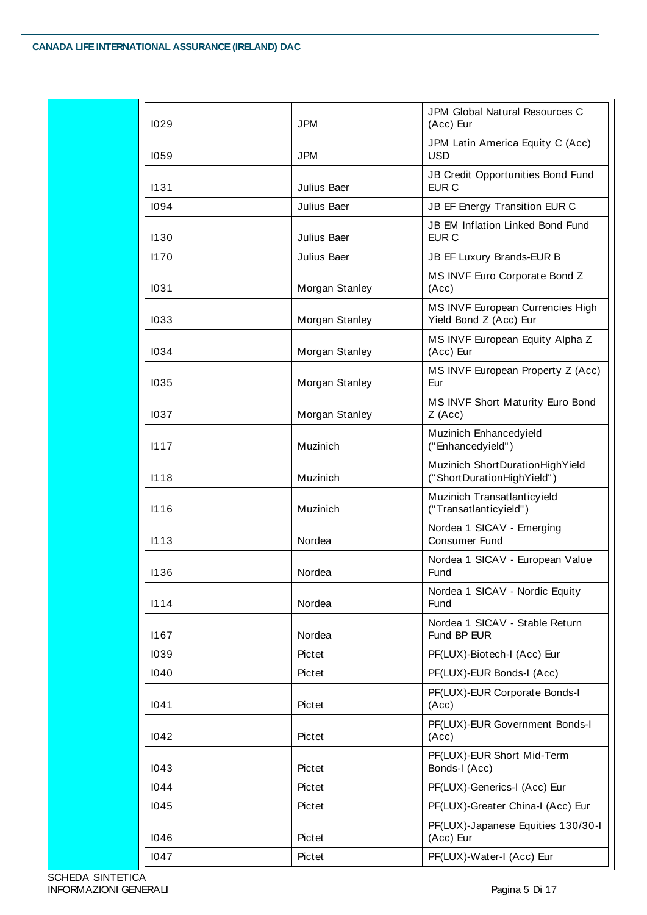| | | |
|---|---|---|
| I029 | JPM | JPM Global Natural Resources C (Acc) Eur |
| I059 | JPM | JPM Latin America Equity C (Acc) USD |
| I131 | Julius Baer | JB Credit Opportunities Bond Fund EUR C |
| I094 | Julius Baer | JB EF Energy Transition EUR C |
| I130 | Julius Baer | JB EM Inflation Linked Bond Fund EUR C |
| I170 | Julius Baer | JB EF Luxury Brands-EUR B |
| I031 | Morgan Stanley | MS INVF Euro Corporate Bond Z (Acc) |
| I033 | Morgan Stanley | MS INVF European Currencies High Yield Bond Z (Acc) Eur |
| I034 | Morgan Stanley | MS INVF European Equity Alpha Z (Acc) Eur |
| I035 | Morgan Stanley | MS INVF European Property Z (Acc) Eur |
| I037 | Morgan Stanley | MS INVF Short Maturity Euro Bond Z (Acc) |
| I117 | Muzinich | Muzinich Enhancedyield ("Enhancedyield") |
| I118 | Muzinich | Muzinich ShortDurationHighYield ("ShortDurationHighYield") |
| I116 | Muzinich | Muzinich Transatlanticyield ("Transatlanticyield") |
| I113 | Nordea | Nordea 1 SICAV - Emerging Consumer Fund |
| I136 | Nordea | Nordea 1 SICAV - European Value Fund |
| I114 | Nordea | Nordea 1 SICAV - Nordic Equity Fund |
| I167 | Nordea | Nordea 1 SICAV - Stable Return Fund BP EUR |
| I039 | Pictet | PF(LUX)-Biotech-I (Acc) Eur |
| I040 | Pictet | PF(LUX)-EUR Bonds-I (Acc) |
| I041 | Pictet | PF(LUX)-EUR Corporate Bonds-I (Acc) |
| I042 | Pictet | PF(LUX)-EUR Government Bonds-I (Acc) |
| I043 | Pictet | PF(LUX)-EUR Short Mid-Term Bonds-I (Acc) |
| I044 | Pictet | PF(LUX)-Generics-I (Acc) Eur |
| I045 | Pictet | PF(LUX)-Greater China-I (Acc) Eur |
| I046 | Pictet | PF(LUX)-Japanese Equities 130/30-I (Acc) Eur |
| I047 | Pictet | PF(LUX)-Water-I (Acc) Eur |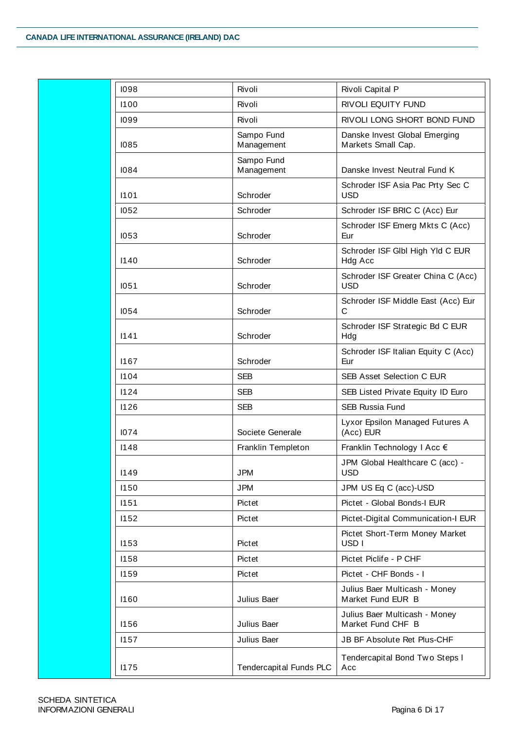| | | | |
|---|---|---|---|
| | I098 | Rivoli | Rivoli Capital P |
| | I100 | Rivoli | RIVOLI EQUITY FUND |
| | I099 | Rivoli | RIVOLI LONG SHORT BOND FUND |
| | I085 | Sampo Fund Management | Danske Invest Global Emerging Markets Small Cap. |
| | I084 | Sampo Fund Management | Danske Invest Neutral Fund K |
| | I101 | Schroder | Schroder ISF Asia Pac Prty Sec C USD |
| | I052 | Schroder | Schroder ISF BRIC C (Acc) Eur |
| | I053 | Schroder | Schroder ISF Emerg Mkts C (Acc) Eur |
| | I140 | Schroder | Schroder ISF Glbl High Yld C EUR Hdg Acc |
| | I051 | Schroder | Schroder ISF Greater China C (Acc) USD |
| | I054 | Schroder | Schroder ISF Middle East (Acc) Eur C |
| | I141 | Schroder | Schroder ISF Strategic Bd C EUR Hdg |
| | I167 | Schroder | Schroder ISF Italian Equity C (Acc) Eur |
| | I104 | SEB | SEB Asset Selection C EUR |
| | I124 | SEB | SEB Listed Private Equity ID Euro |
| | I126 | SEB | SEB Russia Fund |
| | I074 | Societe Generale | Lyxor Epsilon Managed Futures A (Acc) EUR |
| | I148 | Franklin Templeton | Franklin Technology I Acc € |
| | I149 | JPM | JPM Global Healthcare C (acc) - USD |
| | I150 | JPM | JPM US Eq C (acc)-USD |
| | I151 | Pictet | Pictet - Global Bonds-I EUR |
| | I152 | Pictet | Pictet-Digital Communication-I EUR |
| | I153 | Pictet | Pictet Short-Term Money Market USD I |
| | I158 | Pictet | Pictet Piclife - P CHF |
| | I159 | Pictet | Pictet - CHF Bonds - I |
| | I160 | Julius Baer | Julius Baer Multicash - Money Market Fund EUR B |
| | I156 | Julius Baer | Julius Baer Multicash - Money Market Fund CHF B |
| | I157 | Julius Baer | JB BF Absolute Ret Plus-CHF |
| | I175 | Tendercapital Funds PLC | Tendercapital Bond Two Steps I Acc |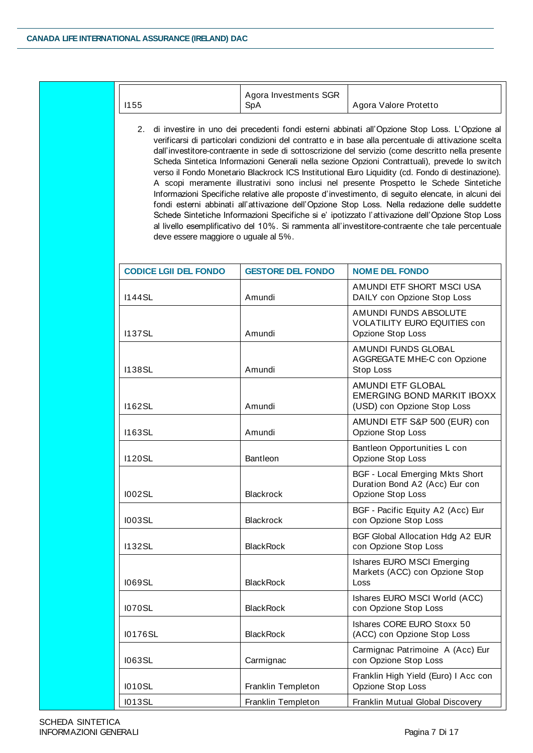| | | |
|---|---|---|
| I155 | Agora Investments SGR SpA | Agora Valore Protetto |

2. di investire in uno dei precedenti fondi esterni abbinati all'Opzione Stop Loss. L'Opzione al verificarsi di particolari condizioni del contratto e in base alla percentuale di attivazione scelta dall'investitore-contraente in sede di sottoscrizione del servizio (come descritto nella presente Scheda Sintetica Informazioni Generali nella sezione Opzioni Contrattuali), prevede lo switch verso il Fondo Monetario Blackrock ICS Institutional Euro Liquidity (cd. Fondo di destinazione). A scopi meramente illustrativi sono inclusi nel presente Prospetto le Schede Sintetiche Informazioni Specifiche relative alle proposte d'investimento, di seguito elencate, in alcuni dei fondi esterni abbinati all'attivazione dell'Opzione Stop Loss. Nella redazione delle suddette Schede Sintetiche Informazioni Specifiche si e' ipotizzato l'attivazione dell'Opzione Stop Loss al livello esemplificativo del 10%. Si rammenta all'investitore-contraente che tale percentuale deve essere maggiore o uguale al 5%.

| CODICE LGII DEL FONDO | GESTORE DEL FONDO | NOME DEL FONDO |
|---|---|---|
| I144SL | Amundi | AMUNDI ETF SHORT MSCI USA DAILY con Opzione Stop Loss |
| I137SL | Amundi | AMUNDI FUNDS ABSOLUTE VOLATILITY EURO EQUITIES con Opzione Stop Loss |
| I138SL | Amundi | AMUNDI FUNDS GLOBAL AGGREGATE MHE-C con Opzione Stop Loss |
| I162SL | Amundi | AMUNDI ETF GLOBAL EMERGING BOND MARKIT IBOXX (USD) con Opzione Stop Loss |
| I163SL | Amundi | AMUNDI ETF S&P 500 (EUR) con Opzione Stop Loss |
| I120SL | Bantleon | Bantleon Opportunities L con Opzione Stop Loss |
| I002SL | Blackrock | BGF - Local Emerging Mkts Short Duration Bond A2 (Acc) Eur con Opzione Stop Loss |
| I003SL | Blackrock | BGF - Pacific Equity A2 (Acc) Eur con Opzione Stop Loss |
| I132SL | BlackRock | BGF Global Allocation Hdg A2 EUR con Opzione Stop Loss |
| I069SL | BlackRock | Ishares EURO MSCI Emerging Markets (ACC) con Opzione Stop Loss |
| I070SL | BlackRock | Ishares EURO MSCI World (ACC) con Opzione Stop Loss |
| I0176SL | BlackRock | Ishares CORE EURO Stoxx 50 (ACC) con Opzione Stop Loss |
| I063SL | Carmignac | Carmignac Patrimoine A (Acc) Eur con Opzione Stop Loss |
| I010SL | Franklin Templeton | Franklin High Yield (Euro) I Acc con Opzione Stop Loss |
| I013SL | Franklin Templeton | Franklin Mutual Global Discovery |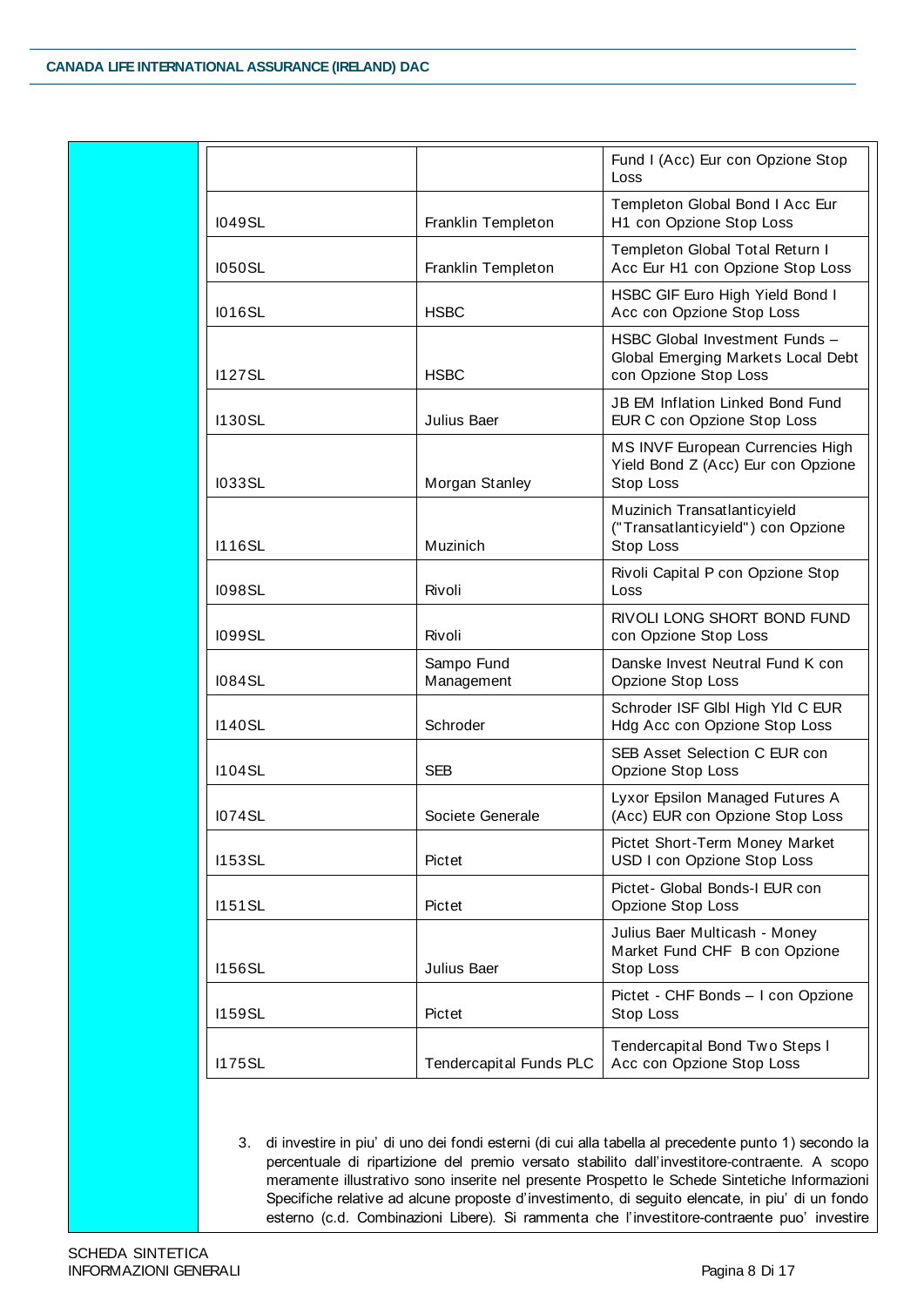| | | |
|---|---|---|
| | | Fund I (Acc) Eur con Opzione Stop Loss |
| I049SL | Franklin Templeton | Templeton Global Bond I Acc Eur H1 con Opzione Stop Loss |
| I050SL | Franklin Templeton | Templeton Global Total Return I Acc Eur H1 con Opzione Stop Loss |
| I016SL | HSBC | HSBC GIF Euro High Yield Bond I Acc con Opzione Stop Loss |
| I127SL | HSBC | HSBC Global Investment Funds – Global Emerging Markets Local Debt con Opzione Stop Loss |
| I130SL | Julius Baer | JB EM Inflation Linked Bond Fund EUR C con Opzione Stop Loss |
| I033SL | Morgan Stanley | MS INVF European Currencies High Yield Bond Z (Acc) Eur con Opzione Stop Loss |
| I116SL | Muzinich | Muzinich Transatlanticyield ("Transatlanticyield") con Opzione Stop Loss |
| I098SL | Rivoli | Rivoli Capital P con Opzione Stop Loss |
| I099SL | Rivoli | RIVOLI LONG SHORT BOND FUND con Opzione Stop Loss |
| I084SL | Sampo Fund Management | Danske Invest Neutral Fund K con Opzione Stop Loss |
| I140SL | Schroder | Schroder ISF Glbl High Yld C EUR Hdg Acc con Opzione Stop Loss |
| I104SL | SEB | SEB Asset Selection C EUR con Opzione Stop Loss |
| I074SL | Societe Generale | Lyxor Epsilon Managed Futures A (Acc) EUR con Opzione Stop Loss |
| I153SL | Pictet | Pictet Short-Term Money Market USD I con Opzione Stop Loss |
| I151SL | Pictet | Pictet- Global Bonds-I EUR con Opzione Stop Loss |
| I156SL | Julius Baer | Julius Baer Multicash - Money Market Fund CHF B con Opzione Stop Loss |
| I159SL | Pictet | Pictet - CHF Bonds – I con Opzione Stop Loss |
| I175SL | Tendercapital Funds PLC | Tendercapital Bond Two Steps I Acc con Opzione Stop Loss |

3. di investire in piu' di uno dei fondi esterni (di cui alla tabella al precedente punto 1) secondo la percentuale di ripartizione del premio versato stabilito dall'investitore-contraente. A scopo meramente illustrativo sono inserite nel presente Prospetto le Schede Sintetiche Informazioni Specifiche relative ad alcune proposte d'investimento, di seguito elencate, in piu' di un fondo esterno (c.d. Combinazioni Libere). Si rammenta che l'investitore-contraente puo' investire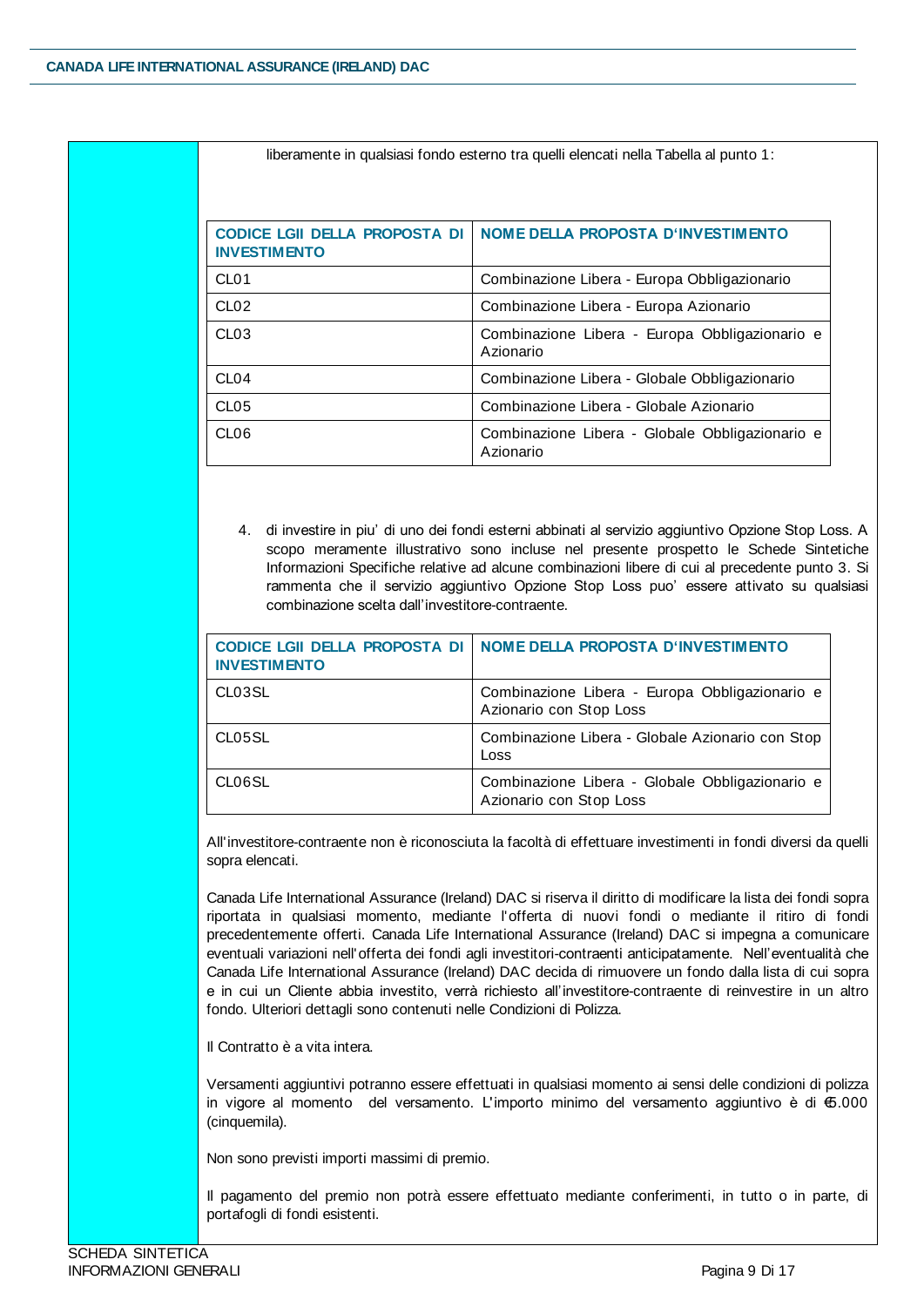liberamente in qualsiasi fondo esterno tra quelli elencati nella Tabella al punto 1:

| CODICE LGII DELLA PROPOSTA DI INVESTIMENTO | NOME DELLA PROPOSTA D'INVESTIMENTO |
|---|---|
| CL01 | Combinazione Libera - Europa Obbligazionario |
| CL02 | Combinazione Libera - Europa Azionario |
| CL03 | Combinazione Libera - Europa Obbligazionario e Azionario |
| CL04 | Combinazione Libera - Globale Obbligazionario |
| CL05 | Combinazione Libera - Globale Azionario |
| CL06 | Combinazione Libera - Globale Obbligazionario e Azionario |

4. di investire in piu' di uno dei fondi esterni abbinati al servizio aggiuntivo Opzione Stop Loss. A scopo meramente illustrativo sono incluse nel presente prospetto le Schede Sintetiche Informazioni Specifiche relative ad alcune combinazioni libere di cui al precedente punto 3. Si rammenta che il servizio aggiuntivo Opzione Stop Loss puo' essere attivato su qualsiasi combinazione scelta dall'investitore-contraente.

| CODICE LGII DELLA PROPOSTA DI INVESTIMENTO | NOME DELLA PROPOSTA D'INVESTIMENTO |
|---|---|
| CL03SL | Combinazione Libera - Europa Obbligazionario e Azionario con Stop Loss |
| CL05SL | Combinazione Libera - Globale Azionario con Stop Loss |
| CL06SL | Combinazione Libera - Globale Obbligazionario e Azionario con Stop Loss |

All'investitore-contraente non è riconosciuta la facoltà di effettuare investimenti in fondi diversi da quelli sopra elencati.

Canada Life International Assurance (Ireland) DAC si riserva il diritto di modificare la lista dei fondi sopra riportata in qualsiasi momento, mediante l'offerta di nuovi fondi o mediante il ritiro di fondi precedentemente offerti. Canada Life International Assurance (Ireland) DAC si impegna a comunicare eventuali variazioni nell'offerta dei fondi agli investitori-contraenti anticipatamente. Nell'eventualità che Canada Life International Assurance (Ireland) DAC decida di rimuovere un fondo dalla lista di cui sopra e in cui un Cliente abbia investito, verrà richiesto all'investitore-contraente di reinvestire in un altro fondo. Ulteriori dettagli sono contenuti nelle Condizioni di Polizza.

Il Contratto è a vita intera.

Versamenti aggiuntivi potranno essere effettuati in qualsiasi momento ai sensi delle condizioni di polizza in vigore al momento del versamento. L'importo minimo del versamento aggiuntivo è di €5.000 (cinquemila).

Non sono previsti importi massimi di premio.

Il pagamento del premio non potrà essere effettuato mediante conferimenti, in tutto o in parte, di portafogli di fondi esistenti.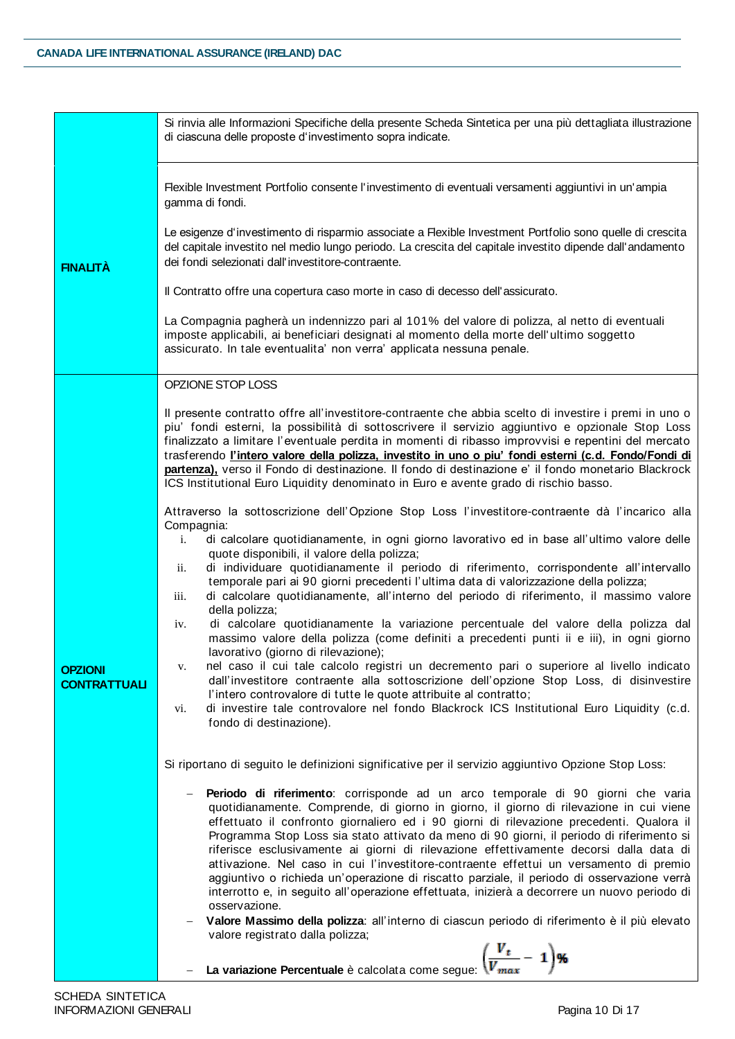| | |
|---|---|
| | Si rinvia alle Informazioni Specifiche della presente Scheda Sintetica per una più dettagliata illustrazione di ciascuna delle proposte d'investimento sopra indicate. |
| **FINALITÀ** | Flexible Investment Portfolio consente l'investimento di eventuali versamenti aggiuntivi in un'ampia gamma di fondi.<br><br>Le esigenze d'investimento di risparmio associate a Flexible Investment Portfolio sono quelle di crescita del capitale investito nel medio lungo periodo. La crescita del capitale investito dipende dall'andamento dei fondi selezionati dall'investitore-contraente.<br><br>Il Contratto offre una copertura caso morte in caso di decesso dell'assicurato.<br><br>La Compagnia pagherà un indennizzo pari al 101% del valore di polizza, al netto di eventuali imposte applicabili, ai beneficiari designati al momento della morte dell'ultimo soggetto assicurato. In tale eventualita' non verra' applicata nessuna penale. |
| **OPZIONI CONTRATTUALI** | OPZIONE STOP LOSS<br><br>Il presente contratto offre all'investitore-contraente che abbia scelto di investire i premi in uno o piu' fondi esterni, la possibilità di sottoscrivere il servizio aggiuntivo e opzionale Stop Loss finalizzato a limitare l'eventuale perdita in momenti di ribasso improvvisi e repentini del mercato trasferendo **<u>l'intero valore della polizza, investito in uno o piu' fondi esterni (c.d. Fondo/Fondi di partenza),</u>** verso il Fondo di destinazione. Il fondo di destinazione e' il fondo monetario Blackrock ICS Institutional Euro Liquidity denominato in Euro e avente grado di rischio basso.<br><br>Attraverso la sottoscrizione dell'Opzione Stop Loss l'investitore-contraente dà l'incarico alla Compagnia:<br>i. di calcolare quotidianamente, in ogni giorno lavorativo ed in base all'ultimo valore delle quote disponibili, il valore della polizza;<br>ii. di individuare quotidianamente il periodo di riferimento, corrispondente all'intervallo temporale pari ai 90 giorni precedenti l'ultima data di valorizzazione della polizza;<br>iii. di calcolare quotidianamente, all'interno del periodo di riferimento, il massimo valore della polizza;<br>iv. di calcolare quotidianamente la variazione percentuale del valore della polizza dal massimo valore della polizza (come definiti a precedenti punti ii e iii), in ogni giorno lavorativo (giorno di rilevazione);<br>v. nel caso il cui tale calcolo registri un decremento pari o superiore al livello indicato dall'investitore contraente alla sottoscrizione dell'opzione Stop Loss, di disinvestire l'intero controvalore di tutte le quote attribuite al contratto;<br>vi. di investire tale controvalore nel fondo Blackrock ICS Institutional Euro Liquidity (c.d. fondo di destinazione).<br><br>Si riportano di seguito le definizioni significative per il servizio aggiuntivo Opzione Stop Loss:<br><br>– **Periodo di riferimento**: corrisponde ad un arco temporale di 90 giorni che varia quotidianamente. Comprende, di giorno in giorno, il giorno di rilevazione in cui viene effettuato il confronto giornaliero ed i 90 giorni di rilevazione precedenti. Qualora il Programma Stop Loss sia stato attivato da meno di 90 giorni, il periodo di riferimento si riferisce esclusivamente ai giorni di rilevazione effettivamente decorsi dalla data di attivazione. Nel caso in cui l'investitore-contraente effettui un versamento di premio aggiuntivo o richieda un'operazione di riscatto parziale, il periodo di osservazione verrà interrotto e, in seguito all'operazione effettuata, inizierà a decorrere un nuovo periodo di osservazione.<br>– **Valore Massimo della polizza**: all'interno di ciascun periodo di riferimento è il più elevato valore registrato dalla polizza;<br>– **La variazione Percentuale** è calcolata come segue: $\left(\frac{V_t}{V_{max}} - 1\right)\%$ |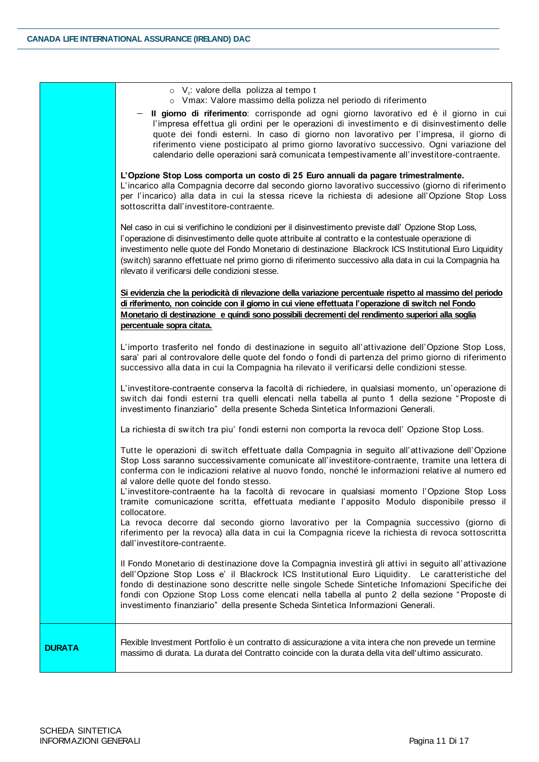| | |
|---|---|
| | ○ $V_t$: valore della polizza al tempo t<br>○ Vmax: Valore massimo della polizza nel periodo di riferimento<br>– **Il giorno di riferimento**: corrisponde ad ogni giorno lavorativo ed è il giorno in cui l'impresa effettua gli ordini per le operazioni di investimento e di disinvestimento delle quote dei fondi esterni. In caso di giorno non lavorativo per l'impresa, il giorno di riferimento viene posticipato al primo giorno lavorativo successivo. Ogni variazione del calendario delle operazioni sarà comunicata tempestivamente all'investitore-contraente.<br><br>**L'Opzione Stop Loss comporta un costo di 25 Euro annuali da pagare trimestralmente.**<br>L'incarico alla Compagnia decorre dal secondo giorno lavorativo successivo (giorno di riferimento per l'incarico) alla data in cui la stessa riceve la richiesta di adesione all'Opzione Stop Loss sottoscritta dall'investitore-contraente.<br><br>Nel caso in cui si verifichino le condizioni per il disinvestimento previste dall' Opzione Stop Loss, l'operazione di disinvestimento delle quote attribuite al contratto e la contestuale operazione di investimento nelle quote del Fondo Monetario di destinazione Blackrock ICS Institutional Euro Liquidity (switch) saranno effettuate nel primo giorno di riferimento successivo alla data in cui la Compagnia ha rilevato il verificarsi delle condizioni stesse.<br><br><u>**Si evidenzia che la periodicità di rilevazione della variazione percentuale rispetto al massimo del periodo di riferimento, non coincide con il giorno in cui viene effettuata l'operazione di switch nel Fondo Monetario di destinazione e quindi sono possibili decrementi del rendimento superiori alla soglia percentuale sopra citata.**</u><br><br>L'importo trasferito nel fondo di destinazione in seguito all'attivazione dell'Opzione Stop Loss, sara' pari al controvalore delle quote del fondo o fondi di partenza del primo giorno di riferimento successivo alla data in cui la Compagnia ha rilevato il verificarsi delle condizioni stesse.<br><br>L'investitore-contraente conserva la facoltà di richiedere, in qualsiasi momento, un'operazione di switch dai fondi esterni tra quelli elencati nella tabella al punto 1 della sezione "Proposte di investimento finanziario" della presente Scheda Sintetica Informazioni Generali.<br><br>La richiesta di switch tra piu' fondi esterni non comporta la revoca dell' Opzione Stop Loss.<br><br>Tutte le operazioni di switch effettuate dalla Compagnia in seguito all'attivazione dell'Opzione Stop Loss saranno successivamente comunicate all'investitore-contraente, tramite una lettera di conferma con le indicazioni relative al nuovo fondo, nonché le informazioni relative al numero ed al valore delle quote del fondo stesso.<br>L'investitore-contraente ha la facoltà di revocare in qualsiasi momento l'Opzione Stop Loss tramite comunicazione scritta, effettuata mediante l'apposito Modulo disponibile presso il collocatore.<br>La revoca decorre dal secondo giorno lavorativo per la Compagnia successivo (giorno di riferimento per la revoca) alla data in cui la Compagnia riceve la richiesta di revoca sottoscritta dall'investitore-contraente.<br><br>Il Fondo Monetario di destinazione dove la Compagnia investirà gli attivi in seguito all'attivazione dell'Opzione Stop Loss e' il Blackrock ICS Institutional Euro Liquidity. Le caratteristiche del fondo di destinazione sono descritte nelle singole Schede Sintetiche Infomazioni Specifiche dei fondi con Opzione Stop Loss come elencati nella tabella al punto 2 della sezione "Proposte di investimento finanziario" della presente Scheda Sintetica Informazioni Generali. |
| **DURATA** | Flexible Investment Portfolio è un contratto di assicurazione a vita intera che non prevede un termine massimo di durata. La durata del Contratto coincide con la durata della vita dell'ultimo assicurato. |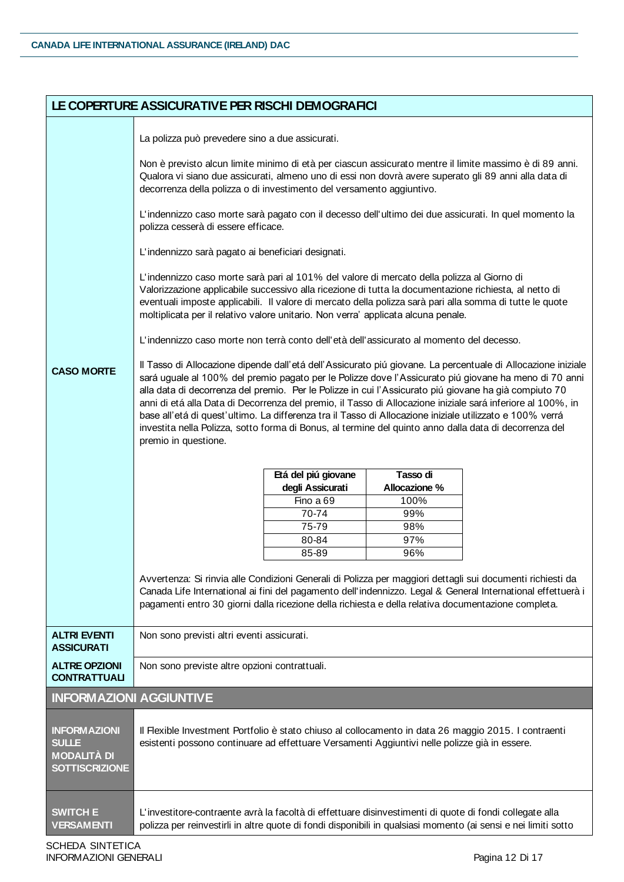## LE COPERTURE ASSICURATIVE PER RISCHI DEMOGRAFICI

**CASO MORTE**

La polizza può prevedere sino a due assicurati.

Non è previsto alcun limite minimo di età per ciascun assicurato mentre il limite massimo è di 89 anni. Qualora vi siano due assicurati, almeno uno di essi non dovrà avere superato gli 89 anni alla data di decorrenza della polizza o di investimento del versamento aggiuntivo.

L'indennizzo caso morte sarà pagato con il decesso dell'ultimo dei due assicurati. In quel momento la polizza cesserà di essere efficace.

L'indennizzo sarà pagato ai beneficiari designati.

L'indennizzo caso morte sarà pari al 101% del valore di mercato della polizza al Giorno di Valorizzazione applicabile successivo alla ricezione di tutta la documentazione richiesta, al netto di eventuali imposte applicabili. Il valore di mercato della polizza sarà pari alla somma di tutte le quote moltiplicata per il relativo valore unitario. Non verra' applicata alcuna penale.

L'indennizzo caso morte non terrà conto dell'età dell'assicurato al momento del decesso.

Il Tasso di Allocazione dipende dall'etá dell'Assicurato piú giovane. La percentuale di Allocazione iniziale sará uguale al 100% del premio pagato per le Polizze dove l'Assicurato piú giovane ha meno di 70 anni alla data di decorrenza del premio. Per le Polizze in cui l'Assicurato piú giovane ha giá compiuto 70 anni di etá alla Data di Decorrenza del premio, il Tasso di Allocazione iniziale sará inferiore al 100%, in base all'etá di quest'ultimo. La differenza tra il Tasso di Allocazione iniziale utilizzato e 100% verrá investita nella Polizza, sotto forma di Bonus, al termine del quinto anno dalla data di decorrenza del premio in questione.

| Etá del piú giovane degli Assicurati | Tasso di Allocazione % |
|---|---|
| Fino a 69 | 100% |
| 70-74 | 99% |
| 75-79 | 98% |
| 80-84 | 97% |
| 85-89 | 96% |

Avvertenza: Si rinvia alle Condizioni Generali di Polizza per maggiori dettagli sui documenti richiesti da Canada Life International ai fini del pagamento dell'indennizzo. Legal & General International effettuerà i pagamenti entro 30 giorni dalla ricezione della richiesta e della relativa documentazione completa.

**ALTRI EVENTI ASSICURATI**

Non sono previsti altri eventi assicurati.

**ALTRE OPZIONI CONTRATTUALI**

Non sono previste altre opzioni contrattuali.

## INFORMAZIONI AGGIUNTIVE

**INFORMAZIONI SULLE MODALITÀ DI SOTTOSCRIZIONE**

Il Flexible Investment Portfolio è stato chiuso al collocamento in data 26 maggio 2015. I contraenti esistenti possono continuare ad effettuare Versamenti Aggiuntivi nelle polizze già in essere.

**SWITCH E VERSAMENTI**

L'investitore-contraente avrà la facoltà di effettuare disinvestimenti di quote di fondi collegate alla polizza per reinvestirli in altre quote di fondi disponibili in qualsiasi momento (ai sensi e nei limiti sotto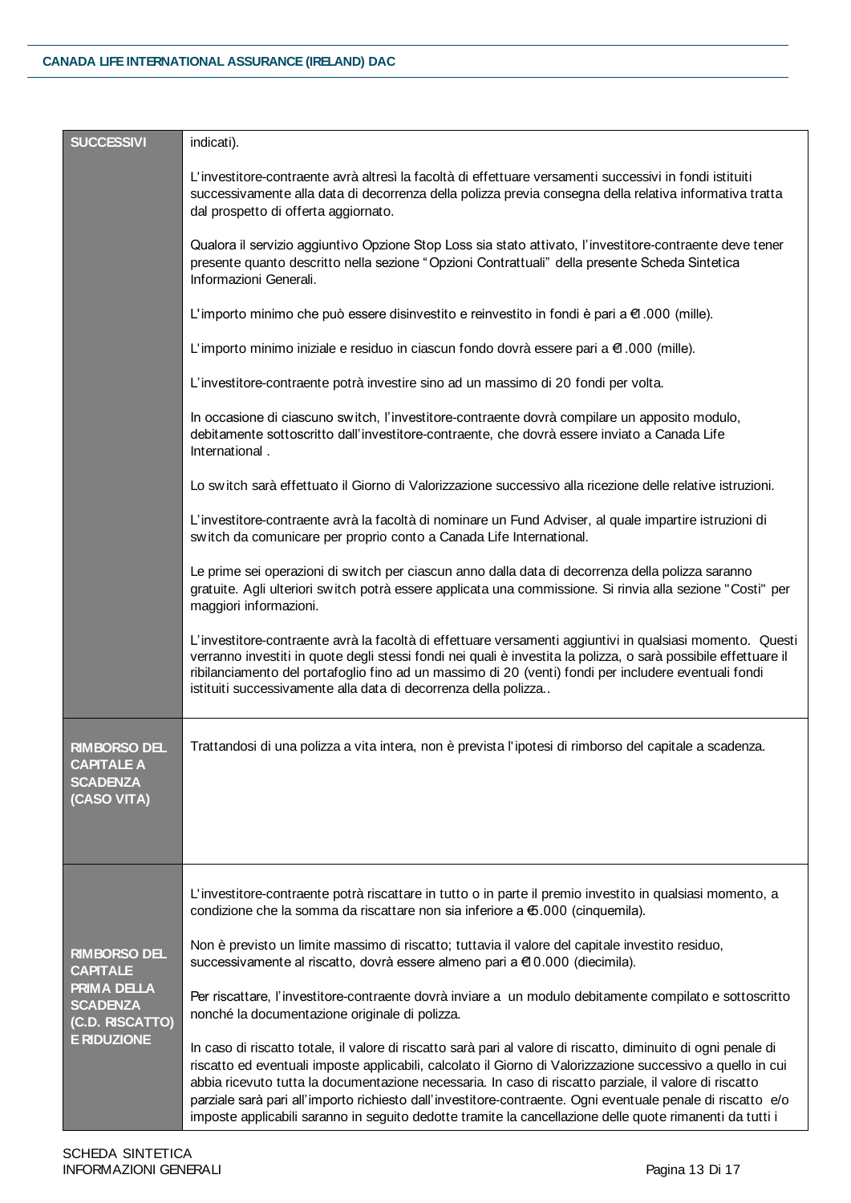| | |
|---|---|
| **SUCCESSIVI** | indicati).<br><br>L'investitore-contraente avrà altresì la facoltà di effettuare versamenti successivi in fondi istituiti successivamente alla data di decorrenza della polizza previa consegna della relativa informativa tratta dal prospetto di offerta aggiornato.<br><br>Qualora il servizio aggiuntivo Opzione Stop Loss sia stato attivato, l'investitore-contraente deve tener presente quanto descritto nella sezione "Opzioni Contrattuali" della presente Scheda Sintetica Informazioni Generali.<br><br>L'importo minimo che può essere disinvestito e reinvestito in fondi è pari a €1.000 (mille).<br><br>L'importo minimo iniziale e residuo in ciascun fondo dovrà essere pari a €1.000 (mille).<br><br>L'investitore-contraente potrà investire sino ad un massimo di 20 fondi per volta.<br><br>In occasione di ciascuno switch, l'investitore-contraente dovrà compilare un apposito modulo, debitamente sottoscritto dall'investitore-contraente, che dovrà essere inviato a Canada Life International .<br><br>Lo switch sarà effettuato il Giorno di Valorizzazione successivo alla ricezione delle relative istruzioni.<br><br>L'investitore-contraente avrà la facoltà di nominare un Fund Adviser, al quale impartire istruzioni di switch da comunicare per proprio conto a Canada Life International.<br><br>Le prime sei operazioni di switch per ciascun anno dalla data di decorrenza della polizza saranno gratuite. Agli ulteriori switch potrà essere applicata una commissione. Si rinvia alla sezione "Costi" per maggiori informazioni.<br><br>L'investitore-contraente avrà la facoltà di effettuare versamenti aggiuntivi in qualsiasi momento. Questi verranno investiti in quote degli stessi fondi nei quali è investita la polizza, o sarà possibile effettuare il ribilanciamento del portafoglio fino ad un massimo di 20 (venti) fondi per includere eventuali fondi istituiti successivamente alla data di decorrenza della polizza.. |
| **RIMBORSO DEL CAPITALE A SCADENZA (CASO VITA)** | Trattandosi di una polizza a vita intera, non è prevista l'ipotesi di rimborso del capitale a scadenza. |
| **RIMBORSO DEL CAPITALE PRIMA DELLA SCADENZA (C.D. RISCATTO) E RIDUZIONE** | L'investitore-contraente potrà riscattare in tutto o in parte il premio investito in qualsiasi momento, a condizione che la somma da riscattare non sia inferiore a €5.000 (cinquemila).<br><br>Non è previsto un limite massimo di riscatto; tuttavia il valore del capitale investito residuo, successivamente al riscatto, dovrà essere almeno pari a €10.000 (diecimila).<br><br>Per riscattare, l'investitore-contraente dovrà inviare a un modulo debitamente compilato e sottoscritto nonché la documentazione originale di polizza.<br><br>In caso di riscatto totale, il valore di riscatto sarà pari al valore di riscatto, diminuito di ogni penale di riscatto ed eventuali imposte applicabili, calcolato il Giorno di Valorizzazione successivo a quello in cui abbia ricevuto tutta la documentazione necessaria. In caso di riscatto parziale, il valore di riscatto parziale sarà pari all'importo richiesto dall'investitore-contraente. Ogni eventuale penale di riscatto e/o imposte applicabili saranno in seguito dedotte tramite la cancellazione delle quote rimanenti da tutti i |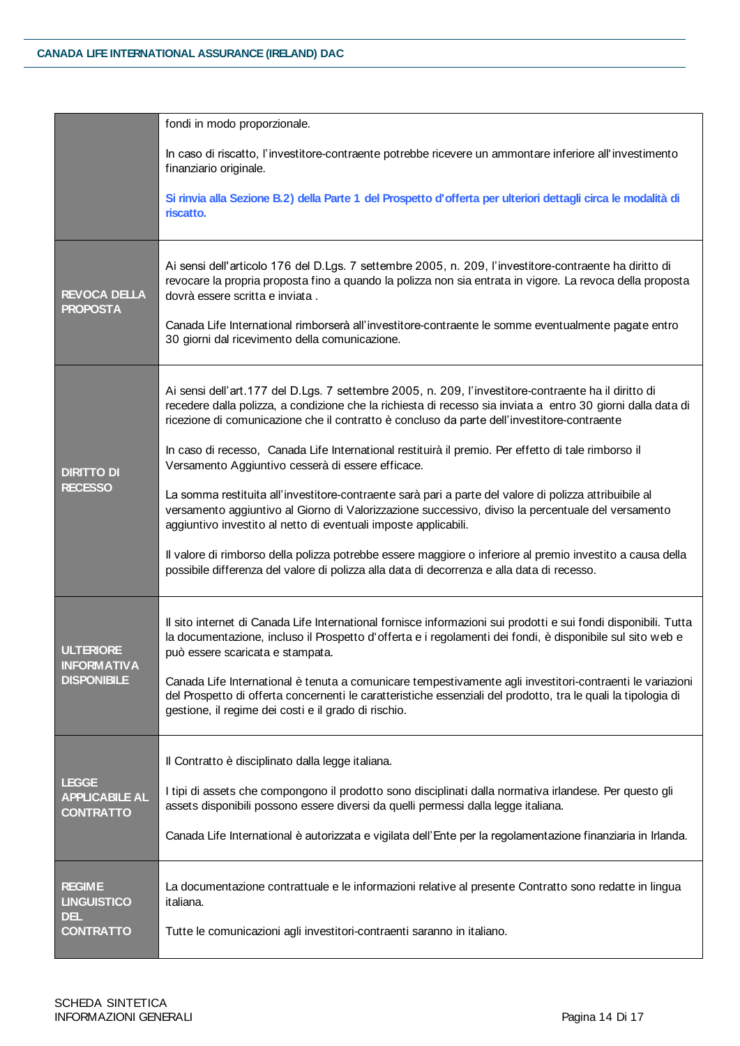| | |
|---|---|
| | fondi in modo proporzionale.<br><br>In caso di riscatto, l'investitore-contraente potrebbe ricevere un ammontare inferiore all'investimento finanziario originale.<br><br>**Si rinvia alla Sezione B.2) della Parte 1 del Prospetto d'offerta per ulteriori dettagli circa le modalità di riscatto.** |
| **REVOCA DELLA PROPOSTA** | Ai sensi dell'articolo 176 del D.Lgs. 7 settembre 2005, n. 209, l'investitore-contraente ha diritto di revocare la propria proposta fino a quando la polizza non sia entrata in vigore. La revoca della proposta dovrà essere scritta e inviata .<br><br>Canada Life International rimborserà all'investitore-contraente le somme eventualmente pagate entro 30 giorni dal ricevimento della comunicazione. |
| **DIRITTO DI RECESSO** | Ai sensi dell'art.177 del D.Lgs. 7 settembre 2005, n. 209, l'investitore-contraente ha il diritto di recedere dalla polizza, a condizione che la richiesta di recesso sia inviata a entro 30 giorni dalla data di ricezione di comunicazione che il contratto è concluso da parte dell'investitore-contraente<br><br>In caso di recesso, Canada Life International restituirà il premio. Per effetto di tale rimborso il Versamento Aggiuntivo cesserà di essere efficace.<br><br>La somma restituita all'investitore-contraente sarà pari a parte del valore di polizza attribuibile al versamento aggiuntivo al Giorno di Valorizzazione successivo, diviso la percentuale del versamento aggiuntivo investito al netto di eventuali imposte applicabili.<br><br>Il valore di rimborso della polizza potrebbe essere maggiore o inferiore al premio investito a causa della possibile differenza del valore di polizza alla data di decorrenza e alla data di recesso. |
| **ULTERIORE INFORMATIVA DISPONIBILE** | Il sito internet di Canada Life International fornisce informazioni sui prodotti e sui fondi disponibili. Tutta la documentazione, incluso il Prospetto d'offerta e i regolamenti dei fondi, è disponibile sul sito web e può essere scaricata e stampata.<br><br>Canada Life International è tenuta a comunicare tempestivamente agli investitori-contraenti le variazioni del Prospetto di offerta concernenti le caratteristiche essenziali del prodotto, tra le quali la tipologia di gestione, il regime dei costi e il grado di rischio. |
| **LEGGE APPLICABILE AL CONTRATTO** | Il Contratto è disciplinato dalla legge italiana.<br><br>I tipi di assets che compongono il prodotto sono disciplinati dalla normativa irlandese. Per questo gli assets disponibili possono essere diversi da quelli permessi dalla legge italiana.<br><br>Canada Life International è autorizzata e vigilata dell'Ente per la regolamentazione finanziaria in Irlanda. |
| **REGIME LINGUISTICO DEL CONTRATTO** | La documentazione contrattuale e le informazioni relative al presente Contratto sono redatte in lingua italiana.<br><br>Tutte le comunicazioni agli investitori-contraenti saranno in italiano. |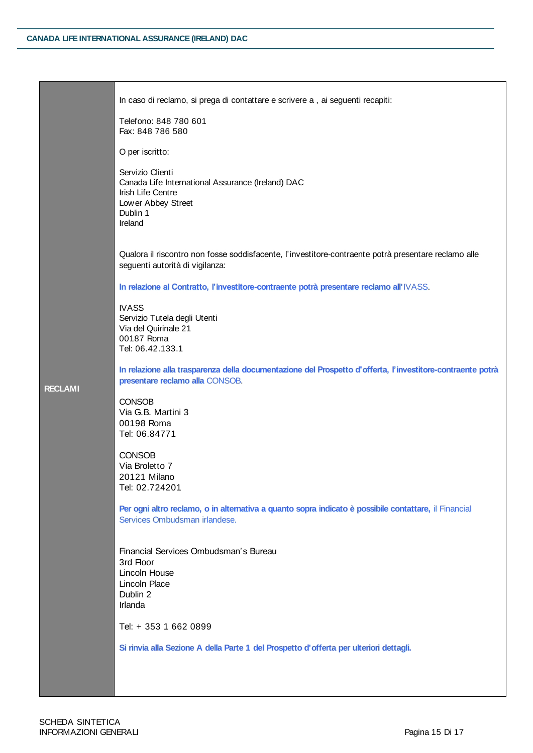| | |
|---|---|
| **RECLAMI** | In caso di reclamo, si prega di contattare e scrivere a , ai seguenti recapiti:<br><br>Telefono: 848 780 601<br>Fax: 848 786 580<br><br>O per iscritto:<br><br>Servizio Clienti<br>Canada Life International Assurance (Ireland) DAC<br>Irish Life Centre<br>Lower Abbey Street<br>Dublin 1<br>Ireland<br><br>Qualora il riscontro non fosse soddisfacente, l'investitore-contraente potrà presentare reclamo alle seguenti autorità di vigilanza:<br><br>**In relazione al Contratto, l'investitore-contraente potrà presentare reclamo all'** IVASS.<br><br>IVASS<br>Servizio Tutela degli Utenti<br>Via del Quirinale 21<br>00187 Roma<br>Tel: 06.42.133.1<br><br>**In relazione alla trasparenza della documentazione del Prospetto d'offerta, l'investitore-contraente potrà presentare reclamo alla** CONSOB.<br><br>CONSOB<br>Via G.B. Martini 3<br>00198 Roma<br>Tel: 06.84771<br><br>CONSOB<br>Via Broletto 7<br>20121 Milano<br>Tel: 02.724201<br><br>**Per ogni altro reclamo, o in alternativa a quanto sopra indicato è possibile contattare,** il Financial Services Ombudsman irlandese.<br><br>Financial Services Ombudsman's Bureau<br>3rd Floor<br>Lincoln House<br>Lincoln Place<br>Dublin 2<br>Irlanda<br><br>Tel: + 353 1 662 0899<br><br>**Si rinvia alla Sezione A della Parte 1 del Prospetto d'offerta per ulteriori dettagli.** |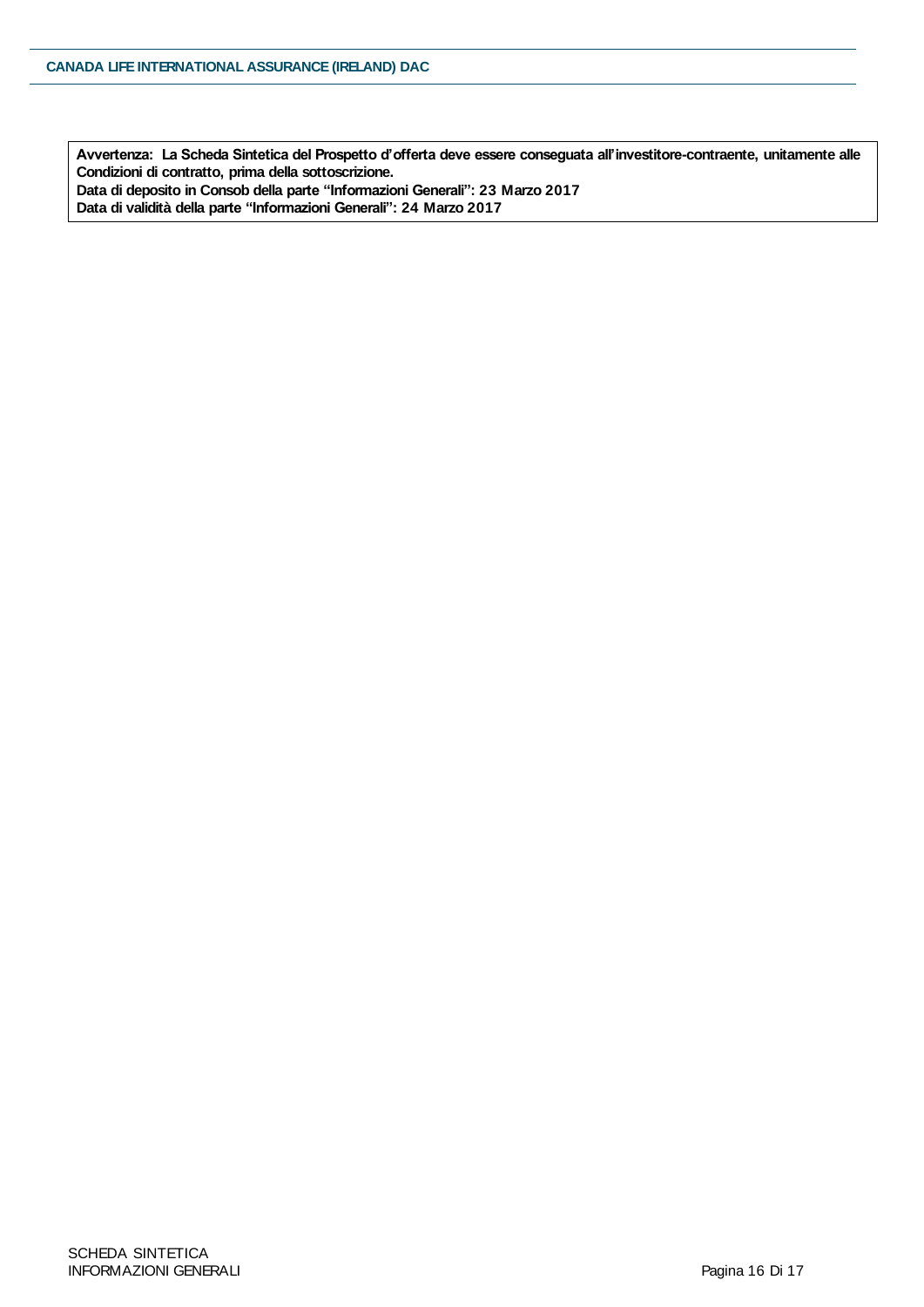**Avvertenza: La Scheda Sintetica del Prospetto d'offerta deve essere conseguata all'investitore-contraente, unitamente alle Condizioni di contratto, prima della sottoscrizione.**
**Data di deposito in Consob della parte "Informazioni Generali": 23 Marzo 2017**
**Data di validità della parte "Informazioni Generali": 24 Marzo 2017**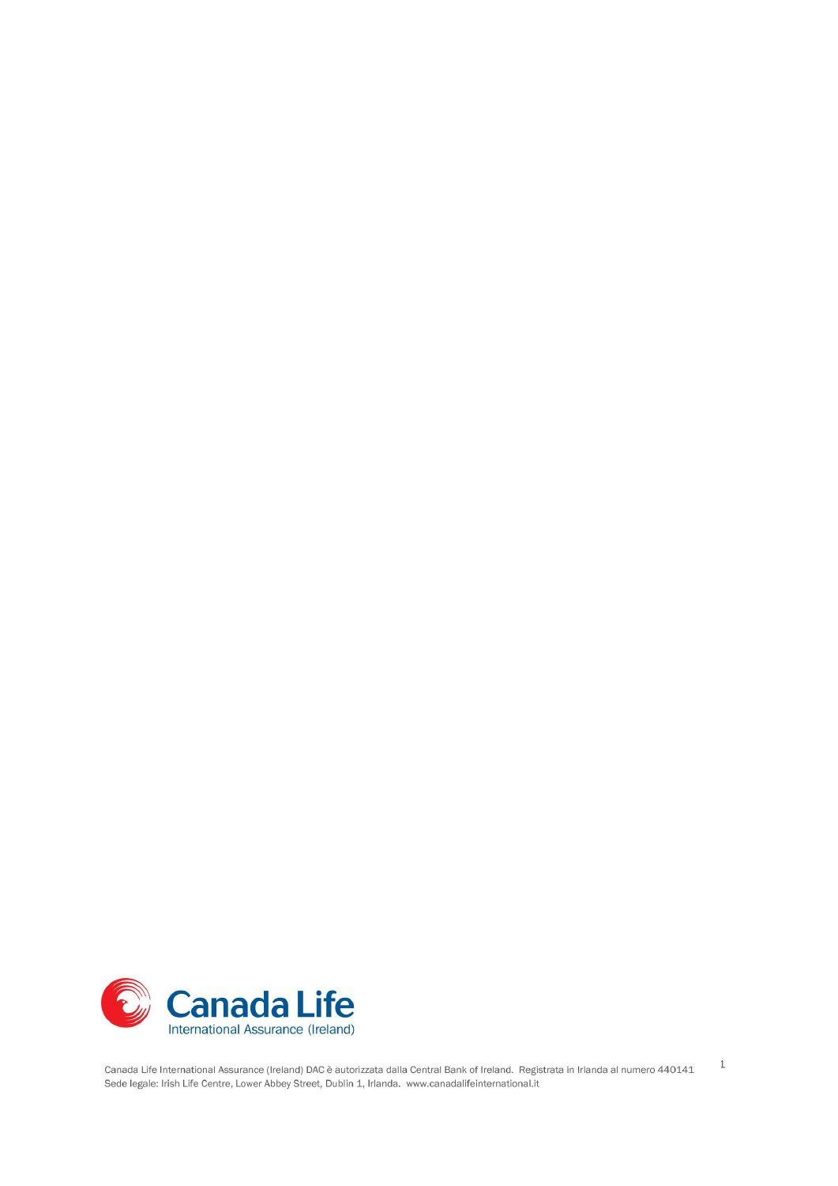Canada Life
International Assurance (Ireland)

Canada Life International Assurance (Ireland) DAC è autorizzata dalla Central Bank of Ireland. Registrata in Irlanda al numero 440141
Sede legale: Irish Life Centre, Lower Abbey Street, Dublin 1, Irlanda. www.canadalifeinternational.it